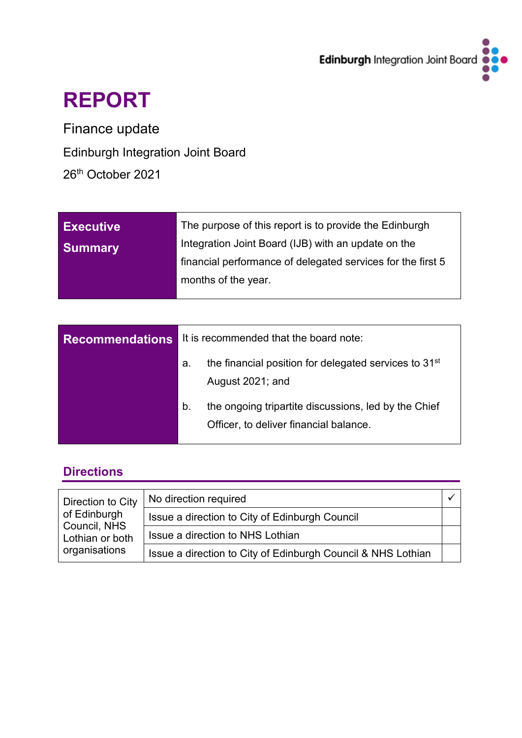Edinburgh Integration Joint Board

# REPORT

Finance update

Edinburgh Integration Joint Board

26th October 2021

| **Executive Summary** | The purpose of this report is to provide the Edinburgh Integration Joint Board (IJB) with an update on the financial performance of delegated services for the first 5 months of the year. |
|---|---|

| **Recommendations** | It is recommended that the board note:<br><br>a. the financial position for delegated services to 31st August 2021; and<br><br>b. the ongoing tripartite discussions, led by the Chief Officer, to deliver financial balance. |
|---|---|

## Directions

| Direction to City of Edinburgh Council, NHS Lothian or both organisations | No direction required | ✓ |
|---|---|---|
| | Issue a direction to City of Edinburgh Council | |
| | Issue a direction to NHS Lothian | |
| | Issue a direction to City of Edinburgh Council & NHS Lothian | |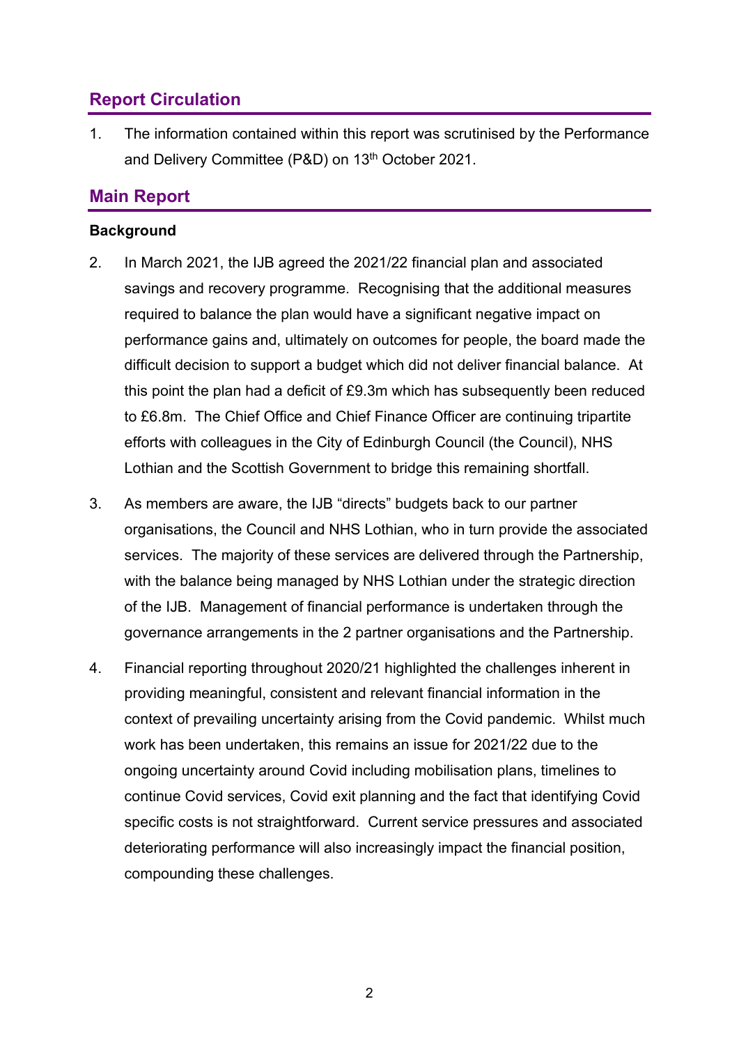## Report Circulation

1. The information contained within this report was scrutinised by the Performance and Delivery Committee (P&D) on 13th October 2021.

## Main Report

**Background**

2. In March 2021, the IJB agreed the 2021/22 financial plan and associated savings and recovery programme. Recognising that the additional measures required to balance the plan would have a significant negative impact on performance gains and, ultimately on outcomes for people, the board made the difficult decision to support a budget which did not deliver financial balance. At this point the plan had a deficit of £9.3m which has subsequently been reduced to £6.8m. The Chief Office and Chief Finance Officer are continuing tripartite efforts with colleagues in the City of Edinburgh Council (the Council), NHS Lothian and the Scottish Government to bridge this remaining shortfall.

3. As members are aware, the IJB "directs" budgets back to our partner organisations, the Council and NHS Lothian, who in turn provide the associated services. The majority of these services are delivered through the Partnership, with the balance being managed by NHS Lothian under the strategic direction of the IJB. Management of financial performance is undertaken through the governance arrangements in the 2 partner organisations and the Partnership.

4. Financial reporting throughout 2020/21 highlighted the challenges inherent in providing meaningful, consistent and relevant financial information in the context of prevailing uncertainty arising from the Covid pandemic. Whilst much work has been undertaken, this remains an issue for 2021/22 due to the ongoing uncertainty around Covid including mobilisation plans, timelines to continue Covid services, Covid exit planning and the fact that identifying Covid specific costs is not straightforward. Current service pressures and associated deteriorating performance will also increasingly impact the financial position, compounding these challenges.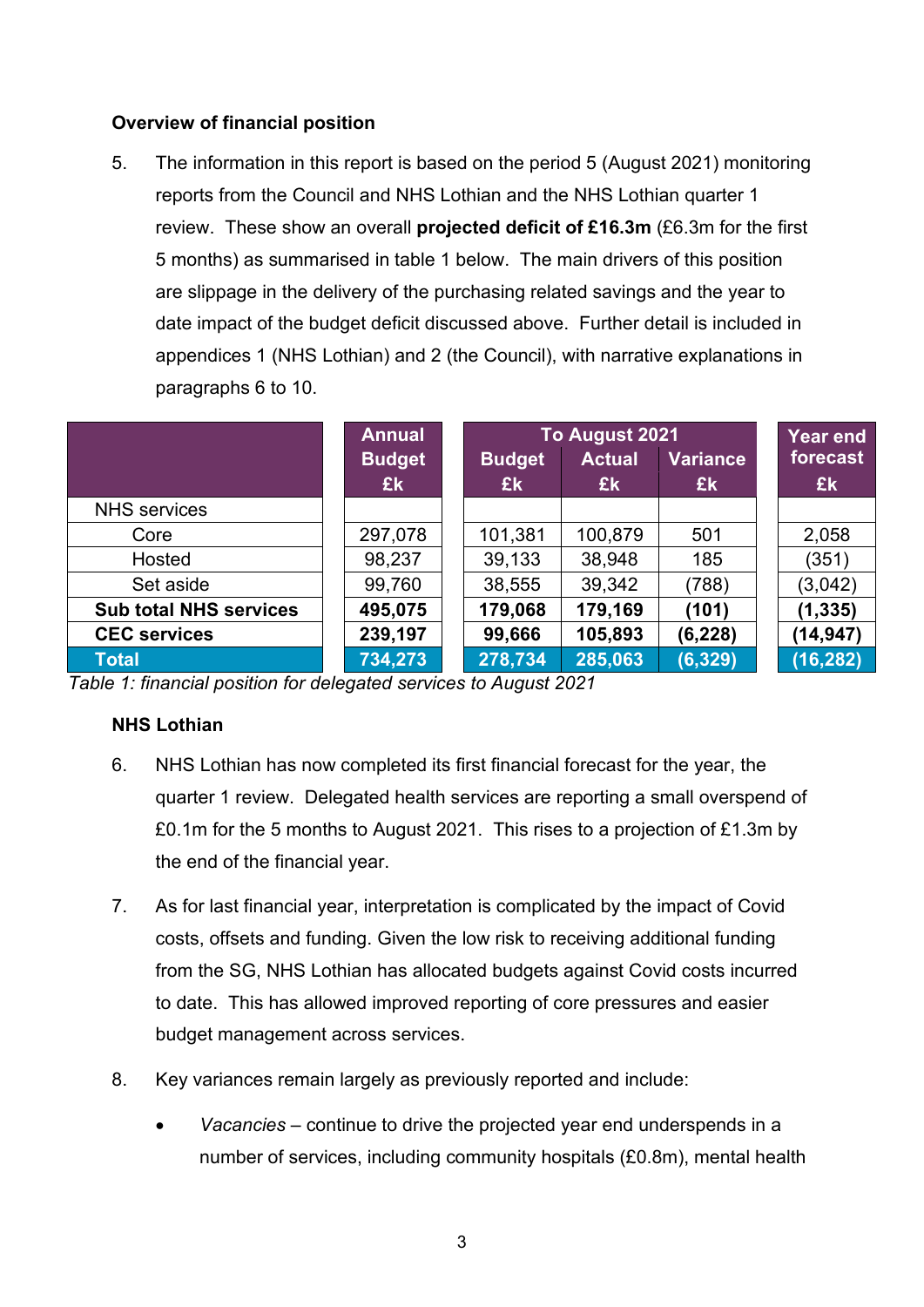**Overview of financial position**

5. The information in this report is based on the period 5 (August 2021) monitoring reports from the Council and NHS Lothian and the NHS Lothian quarter 1 review. These show an overall **projected deficit of £16.3m** (£6.3m for the first 5 months) as summarised in table 1 below. The main drivers of this position are slippage in the delivery of the purchasing related savings and the year to date impact of the budget deficit discussed above. Further detail is included in appendices 1 (NHS Lothian) and 2 (the Council), with narrative explanations in paragraphs 6 to 10.

| | Annual Budget £k | To August 2021 Budget £k | To August 2021 Actual £k | To August 2021 Variance £k | Year end forecast £k |
|---|---|---|---|---|---|
| NHS services | | | | | |
| Core | 297,078 | 101,381 | 100,879 | 501 | 2,058 |
| Hosted | 98,237 | 39,133 | 38,948 | 185 | (351) |
| Set aside | 99,760 | 38,555 | 39,342 | (788) | (3,042) |
| **Sub total NHS services** | **495,075** | **179,068** | **179,169** | **(101)** | **(1,335)** |
| **CEC services** | **239,197** | **99,666** | **105,893** | **(6,228)** | **(14,947)** |
| **Total** | **734,273** | **278,734** | **285,063** | **(6,329)** | **(16,282)** |

*Table 1: financial position for delegated services to August 2021*

**NHS Lothian**

6. NHS Lothian has now completed its first financial forecast for the year, the quarter 1 review. Delegated health services are reporting a small overspend of £0.1m for the 5 months to August 2021. This rises to a projection of £1.3m by the end of the financial year.

7. As for last financial year, interpretation is complicated by the impact of Covid costs, offsets and funding. Given the low risk to receiving additional funding from the SG, NHS Lothian has allocated budgets against Covid costs incurred to date. This has allowed improved reporting of core pressures and easier budget management across services.

8. Key variances remain largely as previously reported and include:

   - *Vacancies* – continue to drive the projected year end underspends in a number of services, including community hospitals (£0.8m), mental health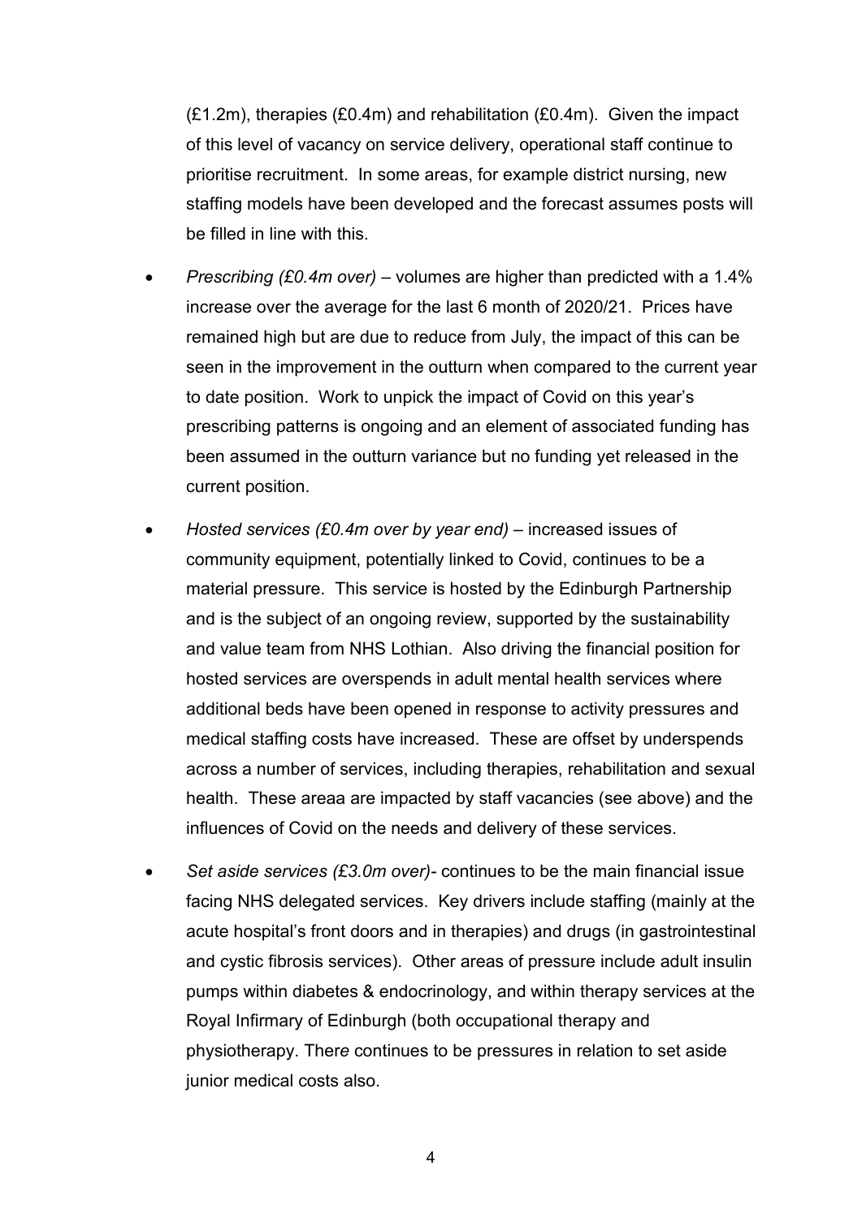(£1.2m), therapies (£0.4m) and rehabilitation (£0.4m). Given the impact of this level of vacancy on service delivery, operational staff continue to prioritise recruitment. In some areas, for example district nursing, new staffing models have been developed and the forecast assumes posts will be filled in line with this.

- *Prescribing (£0.4m over)* – volumes are higher than predicted with a 1.4% increase over the average for the last 6 month of 2020/21. Prices have remained high but are due to reduce from July, the impact of this can be seen in the improvement in the outturn when compared to the current year to date position. Work to unpick the impact of Covid on this year's prescribing patterns is ongoing and an element of associated funding has been assumed in the outturn variance but no funding yet released in the current position.
- *Hosted services (£0.4m over by year end)* – increased issues of community equipment, potentially linked to Covid, continues to be a material pressure. This service is hosted by the Edinburgh Partnership and is the subject of an ongoing review, supported by the sustainability and value team from NHS Lothian. Also driving the financial position for hosted services are overspends in adult mental health services where additional beds have been opened in response to activity pressures and medical staffing costs have increased. These are offset by underspends across a number of services, including therapies, rehabilitation and sexual health. These areaa are impacted by staff vacancies (see above) and the influences of Covid on the needs and delivery of these services.
- *Set aside services (£3.0m over)*- continues to be the main financial issue facing NHS delegated services. Key drivers include staffing (mainly at the acute hospital's front doors and in therapies) and drugs (in gastrointestinal and cystic fibrosis services). Other areas of pressure include adult insulin pumps within diabetes & endocrinology, and within therapy services at the Royal Infirmary of Edinburgh (both occupational therapy and physiotherapy. There continues to be pressures in relation to set aside junior medical costs also.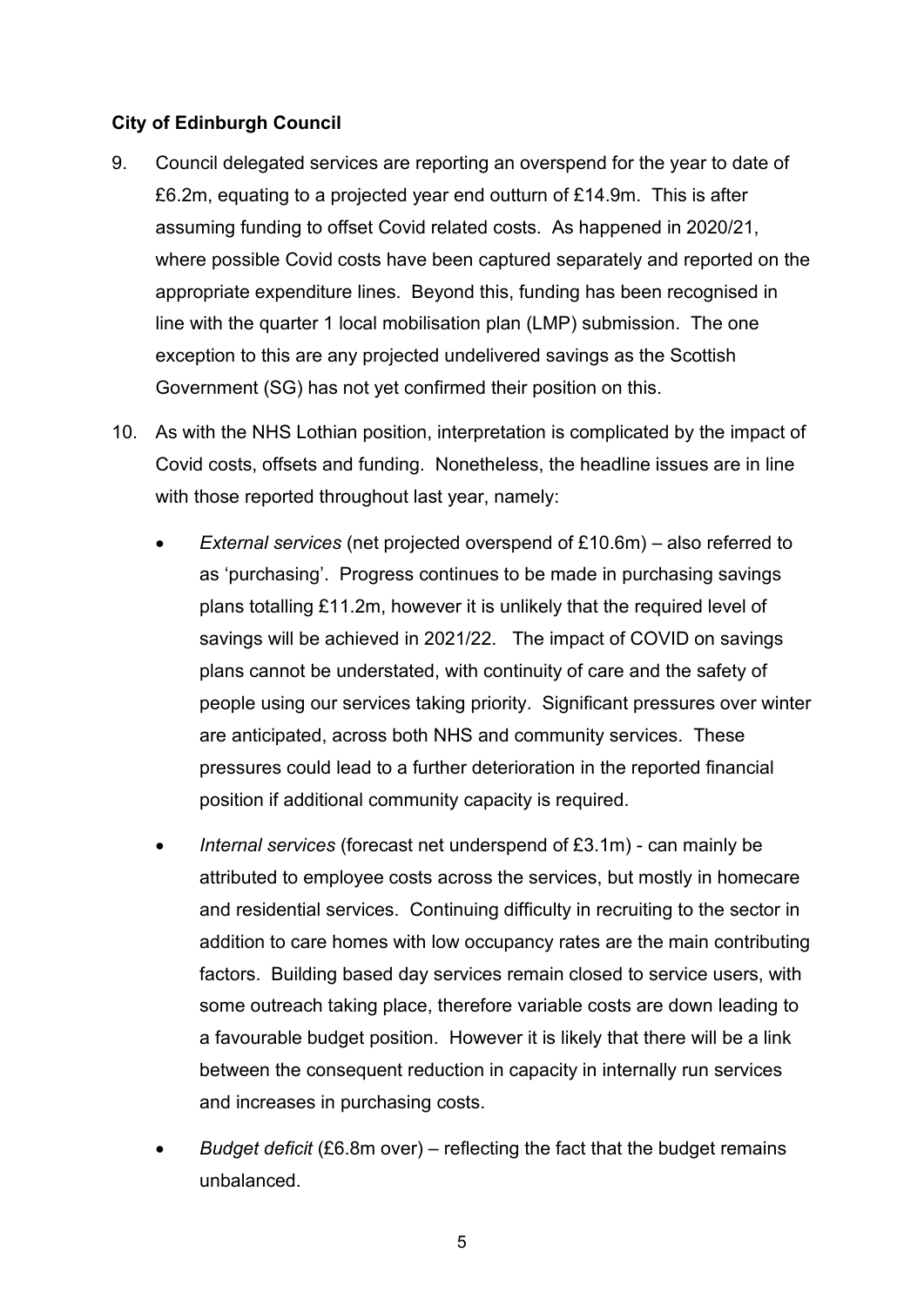**City of Edinburgh Council**

9. Council delegated services are reporting an overspend for the year to date of £6.2m, equating to a projected year end outturn of £14.9m. This is after assuming funding to offset Covid related costs. As happened in 2020/21, where possible Covid costs have been captured separately and reported on the appropriate expenditure lines. Beyond this, funding has been recognised in line with the quarter 1 local mobilisation plan (LMP) submission. The one exception to this are any projected undelivered savings as the Scottish Government (SG) has not yet confirmed their position on this.

10. As with the NHS Lothian position, interpretation is complicated by the impact of Covid costs, offsets and funding. Nonetheless, the headline issues are in line with those reported throughout last year, namely:

    - *External services* (net projected overspend of £10.6m) – also referred to as 'purchasing'. Progress continues to be made in purchasing savings plans totalling £11.2m, however it is unlikely that the required level of savings will be achieved in 2021/22. The impact of COVID on savings plans cannot be understated, with continuity of care and the safety of people using our services taking priority. Significant pressures over winter are anticipated, across both NHS and community services. These pressures could lead to a further deterioration in the reported financial position if additional community capacity is required.
    - *Internal services* (forecast net underspend of £3.1m) - can mainly be attributed to employee costs across the services, but mostly in homecare and residential services. Continuing difficulty in recruiting to the sector in addition to care homes with low occupancy rates are the main contributing factors. Building based day services remain closed to service users, with some outreach taking place, therefore variable costs are down leading to a favourable budget position. However it is likely that there will be a link between the consequent reduction in capacity in internally run services and increases in purchasing costs.
    - *Budget deficit* (£6.8m over) – reflecting the fact that the budget remains unbalanced.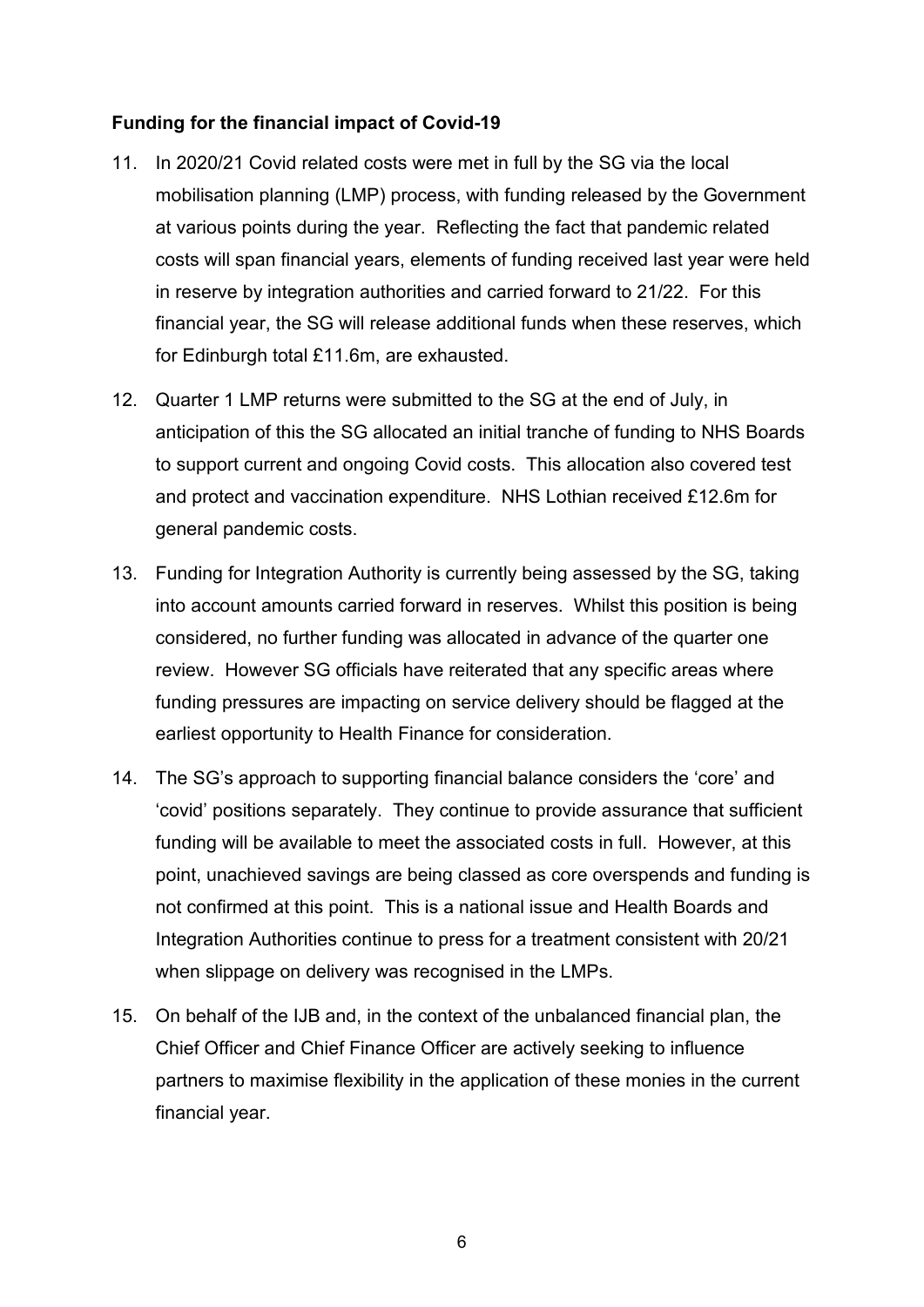**Funding for the financial impact of Covid-19**

11. In 2020/21 Covid related costs were met in full by the SG via the local mobilisation planning (LMP) process, with funding released by the Government at various points during the year. Reflecting the fact that pandemic related costs will span financial years, elements of funding received last year were held in reserve by integration authorities and carried forward to 21/22. For this financial year, the SG will release additional funds when these reserves, which for Edinburgh total £11.6m, are exhausted.

12. Quarter 1 LMP returns were submitted to the SG at the end of July, in anticipation of this the SG allocated an initial tranche of funding to NHS Boards to support current and ongoing Covid costs. This allocation also covered test and protect and vaccination expenditure. NHS Lothian received £12.6m for general pandemic costs.

13. Funding for Integration Authority is currently being assessed by the SG, taking into account amounts carried forward in reserves. Whilst this position is being considered, no further funding was allocated in advance of the quarter one review. However SG officials have reiterated that any specific areas where funding pressures are impacting on service delivery should be flagged at the earliest opportunity to Health Finance for consideration.

14. The SG's approach to supporting financial balance considers the 'core' and 'covid' positions separately. They continue to provide assurance that sufficient funding will be available to meet the associated costs in full. However, at this point, unachieved savings are being classed as core overspends and funding is not confirmed at this point. This is a national issue and Health Boards and Integration Authorities continue to press for a treatment consistent with 20/21 when slippage on delivery was recognised in the LMPs.

15. On behalf of the IJB and, in the context of the unbalanced financial plan, the Chief Officer and Chief Finance Officer are actively seeking to influence partners to maximise flexibility in the application of these monies in the current financial year.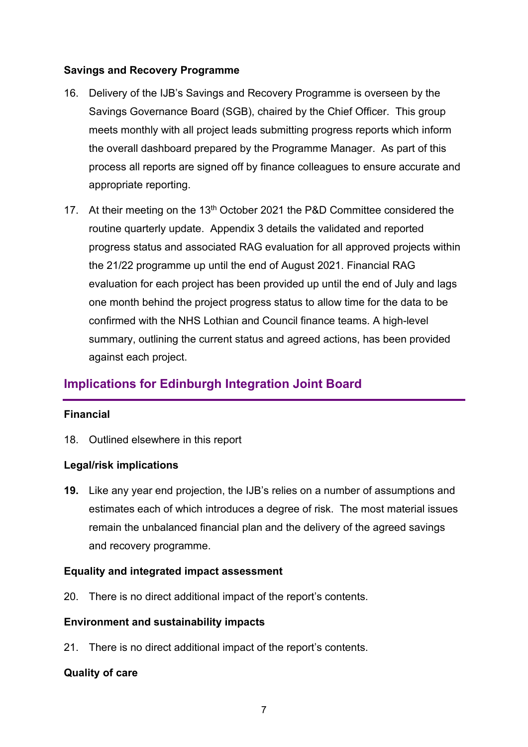**Savings and Recovery Programme**

16. Delivery of the IJB's Savings and Recovery Programme is overseen by the Savings Governance Board (SGB), chaired by the Chief Officer. This group meets monthly with all project leads submitting progress reports which inform the overall dashboard prepared by the Programme Manager. As part of this process all reports are signed off by finance colleagues to ensure accurate and appropriate reporting.

17. At their meeting on the 13th October 2021 the P&D Committee considered the routine quarterly update. Appendix 3 details the validated and reported progress status and associated RAG evaluation for all approved projects within the 21/22 programme up until the end of August 2021. Financial RAG evaluation for each project has been provided up until the end of July and lags one month behind the project progress status to allow time for the data to be confirmed with the NHS Lothian and Council finance teams. A high-level summary, outlining the current status and agreed actions, has been provided against each project.

## Implications for Edinburgh Integration Joint Board

**Financial**

18. Outlined elsewhere in this report

**Legal/risk implications**

**19.** Like any year end projection, the IJB's relies on a number of assumptions and estimates each of which introduces a degree of risk. The most material issues remain the unbalanced financial plan and the delivery of the agreed savings and recovery programme.

**Equality and integrated impact assessment**

20. There is no direct additional impact of the report's contents.

**Environment and sustainability impacts**

21. There is no direct additional impact of the report's contents.

**Quality of care**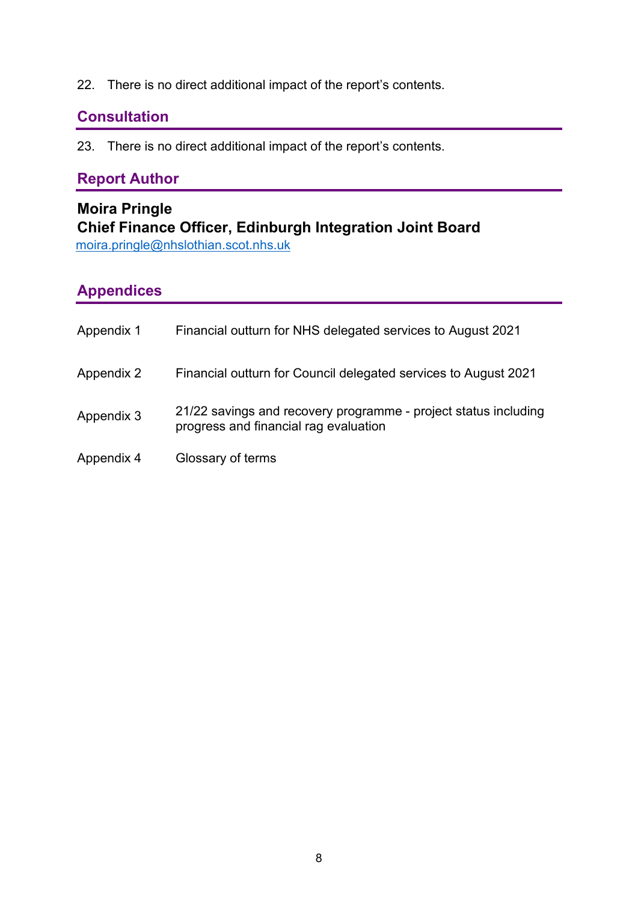22. There is no direct additional impact of the report's contents.

## Consultation

23. There is no direct additional impact of the report's contents.

## Report Author

**Moira Pringle**
**Chief Finance Officer, Edinburgh Integration Joint Board**
moira.pringle@nhslothian.scot.nhs.uk

## Appendices

| | |
|---|---|
| Appendix 1 | Financial outturn for NHS delegated services to August 2021 |
| Appendix 2 | Financial outturn for Council delegated services to August 2021 |
| Appendix 3 | 21/22 savings and recovery programme - project status including progress and financial rag evaluation |
| Appendix 4 | Glossary of terms |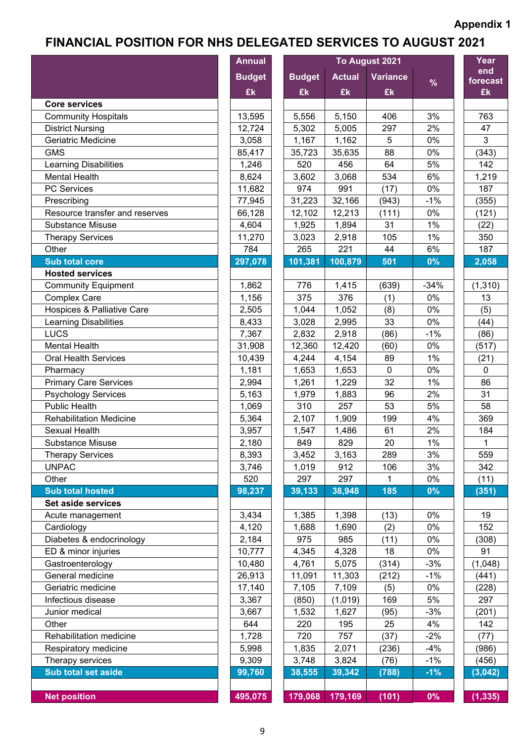Appendix 1

# FINANCIAL POSITION FOR NHS DELEGATED SERVICES TO AUGUST 2021

| | Annual Budget £k | To August 2021 Budget £k | Actual £k | Variance £k | % | Year end forecast £k |
|---|---|---|---|---|---|---|
| **Core services** | | | | | | |
| Community Hospitals | 13,595 | 5,556 | 5,150 | 406 | 3% | 763 |
| District Nursing | 12,724 | 5,302 | 5,005 | 297 | 2% | 47 |
| Geriatric Medicine | 3,058 | 1,167 | 1,162 | 5 | 0% | 3 |
| GMS | 85,417 | 35,723 | 35,635 | 88 | 0% | (343) |
| Learning Disabilities | 1,246 | 520 | 456 | 64 | 5% | 142 |
| Mental Health | 8,624 | 3,602 | 3,068 | 534 | 6% | 1,219 |
| PC Services | 11,682 | 974 | 991 | (17) | 0% | 187 |
| Prescribing | 77,945 | 31,223 | 32,166 | (943) | -1% | (355) |
| Resource transfer and reserves | 66,128 | 12,102 | 12,213 | (111) | 0% | (121) |
| Substance Misuse | 4,604 | 1,925 | 1,894 | 31 | 1% | (22) |
| Therapy Services | 11,270 | 3,023 | 2,918 | 105 | 1% | 350 |
| Other | 784 | 265 | 221 | 44 | 6% | 187 |
| **Sub total core** | **297,078** | **101,381** | **100,879** | **501** | **0%** | **2,058** |
| **Hosted services** | | | | | | |
| Community Equipment | 1,862 | 776 | 1,415 | (639) | -34% | (1,310) |
| Complex Care | 1,156 | 375 | 376 | (1) | 0% | 13 |
| Hospices & Palliative Care | 2,505 | 1,044 | 1,052 | (8) | 0% | (5) |
| Learning Disabilities | 8,433 | 3,028 | 2,995 | 33 | 0% | (44) |
| LUCS | 7,367 | 2,832 | 2,918 | (86) | -1% | (86) |
| Mental Health | 31,908 | 12,360 | 12,420 | (60) | 0% | (517) |
| Oral Health Services | 10,439 | 4,244 | 4,154 | 89 | 1% | (21) |
| Pharmacy | 1,181 | 1,653 | 1,653 | 0 | 0% | 0 |
| Primary Care Services | 2,994 | 1,261 | 1,229 | 32 | 1% | 86 |
| Psychology Services | 5,163 | 1,979 | 1,883 | 96 | 2% | 31 |
| Public Health | 1,069 | 310 | 257 | 53 | 5% | 58 |
| Rehabilitation Medicine | 5,364 | 2,107 | 1,909 | 199 | 4% | 369 |
| Sexual Health | 3,957 | 1,547 | 1,486 | 61 | 2% | 184 |
| Substance Misuse | 2,180 | 849 | 829 | 20 | 1% | 1 |
| Therapy Services | 8,393 | 3,452 | 3,163 | 289 | 3% | 559 |
| UNPAC | 3,746 | 1,019 | 912 | 106 | 3% | 342 |
| Other | 520 | 297 | 297 | 1 | 0% | (11) |
| **Sub total hosted** | **98,237** | **39,133** | **38,948** | **185** | **0%** | **(351)** |
| **Set aside services** | | | | | | |
| Acute management | 3,434 | 1,385 | 1,398 | (13) | 0% | 19 |
| Cardiology | 4,120 | 1,688 | 1,690 | (2) | 0% | 152 |
| Diabetes & endocrinology | 2,184 | 975 | 985 | (11) | 0% | (308) |
| ED & minor injuries | 10,777 | 4,345 | 4,328 | 18 | 0% | 91 |
| Gastroenterology | 10,480 | 4,761 | 5,075 | (314) | -3% | (1,048) |
| General medicine | 26,913 | 11,091 | 11,303 | (212) | -1% | (441) |
| Geriatric medicine | 17,140 | 7,105 | 7,109 | (5) | 0% | (228) |
| Infectious disease | 3,367 | (850) | (1,019) | 169 | 5% | 297 |
| Junior medical | 3,667 | 1,532 | 1,627 | (95) | -3% | (201) |
| Other | 644 | 220 | 195 | 25 | 4% | 142 |
| Rehabilitation medicine | 1,728 | 720 | 757 | (37) | -2% | (77) |
| Respiratory medicine | 5,998 | 1,835 | 2,071 | (236) | -4% | (986) |
| Therapy services | 9,309 | 3,748 | 3,824 | (76) | -1% | (456) |
| **Sub total set aside** | **99,760** | **38,555** | **39,342** | **(788)** | **-1%** | **(3,042)** |
| | | | | | | |
| **Net position** | **495,075** | **179,068** | **179,169** | **(101)** | **0%** | **(1,335)** |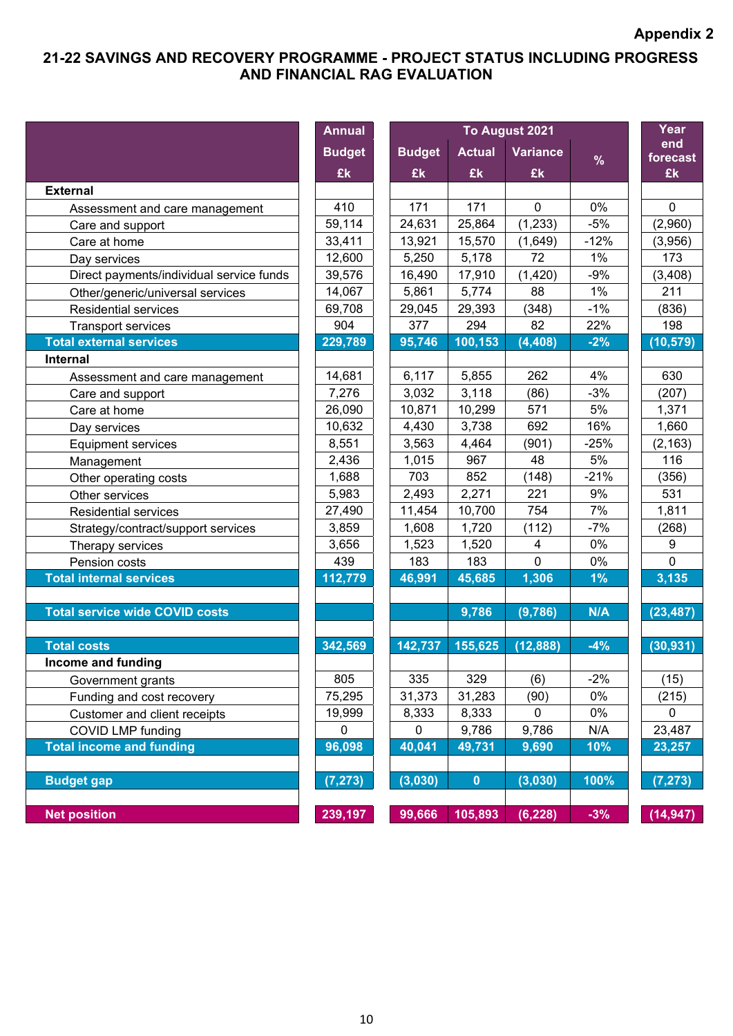Appendix 2

# 21-22 SAVINGS AND RECOVERY PROGRAMME - PROJECT STATUS INCLUDING PROGRESS AND FINANCIAL RAG EVALUATION

| | Annual | To August 2021 | | | | Year end forecast |
|---|---|---|---|---|---|---|
| | Budget | Budget | Actual | Variance | % | |
| | £k | £k | £k | £k | | £k |
| **External** | | | | | | |
| Assessment and care management | 410 | 171 | 171 | 0 | 0% | 0 |
| Care and support | 59,114 | 24,631 | 25,864 | (1,233) | -5% | (2,960) |
| Care at home | 33,411 | 13,921 | 15,570 | (1,649) | -12% | (3,956) |
| Day services | 12,600 | 5,250 | 5,178 | 72 | 1% | 173 |
| Direct payments/individual service funds | 39,576 | 16,490 | 17,910 | (1,420) | -9% | (3,408) |
| Other/generic/universal services | 14,067 | 5,861 | 5,774 | 88 | 1% | 211 |
| Residential services | 69,708 | 29,045 | 29,393 | (348) | -1% | (836) |
| Transport services | 904 | 377 | 294 | 82 | 22% | 198 |
| **Total external services** | **229,789** | **95,746** | **100,153** | **(4,408)** | **-2%** | **(10,579)** |
| **Internal** | | | | | | |
| Assessment and care management | 14,681 | 6,117 | 5,855 | 262 | 4% | 630 |
| Care and support | 7,276 | 3,032 | 3,118 | (86) | -3% | (207) |
| Care at home | 26,090 | 10,871 | 10,299 | 571 | 5% | 1,371 |
| Day services | 10,632 | 4,430 | 3,738 | 692 | 16% | 1,660 |
| Equipment services | 8,551 | 3,563 | 4,464 | (901) | -25% | (2,163) |
| Management | 2,436 | 1,015 | 967 | 48 | 5% | 116 |
| Other operating costs | 1,688 | 703 | 852 | (148) | -21% | (356) |
| Other services | 5,983 | 2,493 | 2,271 | 221 | 9% | 531 |
| Residential services | 27,490 | 11,454 | 10,700 | 754 | 7% | 1,811 |
| Strategy/contract/support services | 3,859 | 1,608 | 1,720 | (112) | -7% | (268) |
| Therapy services | 3,656 | 1,523 | 1,520 | 4 | 0% | 9 |
| Pension costs | 439 | 183 | 183 | 0 | 0% | 0 |
| **Total internal services** | **112,779** | **46,991** | **45,685** | **1,306** | **1%** | **3,135** |
| | | | | | | |
| **Total service wide COVID costs** | | | **9,786** | **(9,786)** | **N/A** | **(23,487)** |
| | | | | | | |
| **Total costs** | **342,569** | **142,737** | **155,625** | **(12,888)** | **-4%** | **(30,931)** |
| **Income and funding** | | | | | | |
| Government grants | 805 | 335 | 329 | (6) | -2% | (15) |
| Funding and cost recovery | 75,295 | 31,373 | 31,283 | (90) | 0% | (215) |
| Customer and client receipts | 19,999 | 8,333 | 8,333 | 0 | 0% | 0 |
| COVID LMP funding | 0 | 0 | 9,786 | 9,786 | N/A | 23,487 |
| **Total income and funding** | **96,098** | **40,041** | **49,731** | **9,690** | **10%** | **23,257** |
| | | | | | | |
| **Budget gap** | **(7,273)** | **(3,030)** | **0** | **(3,030)** | **100%** | **(7,273)** |
| | | | | | | |
| **Net position** | **239,197** | **99,666** | **105,893** | **(6,228)** | **-3%** | **(14,947)** |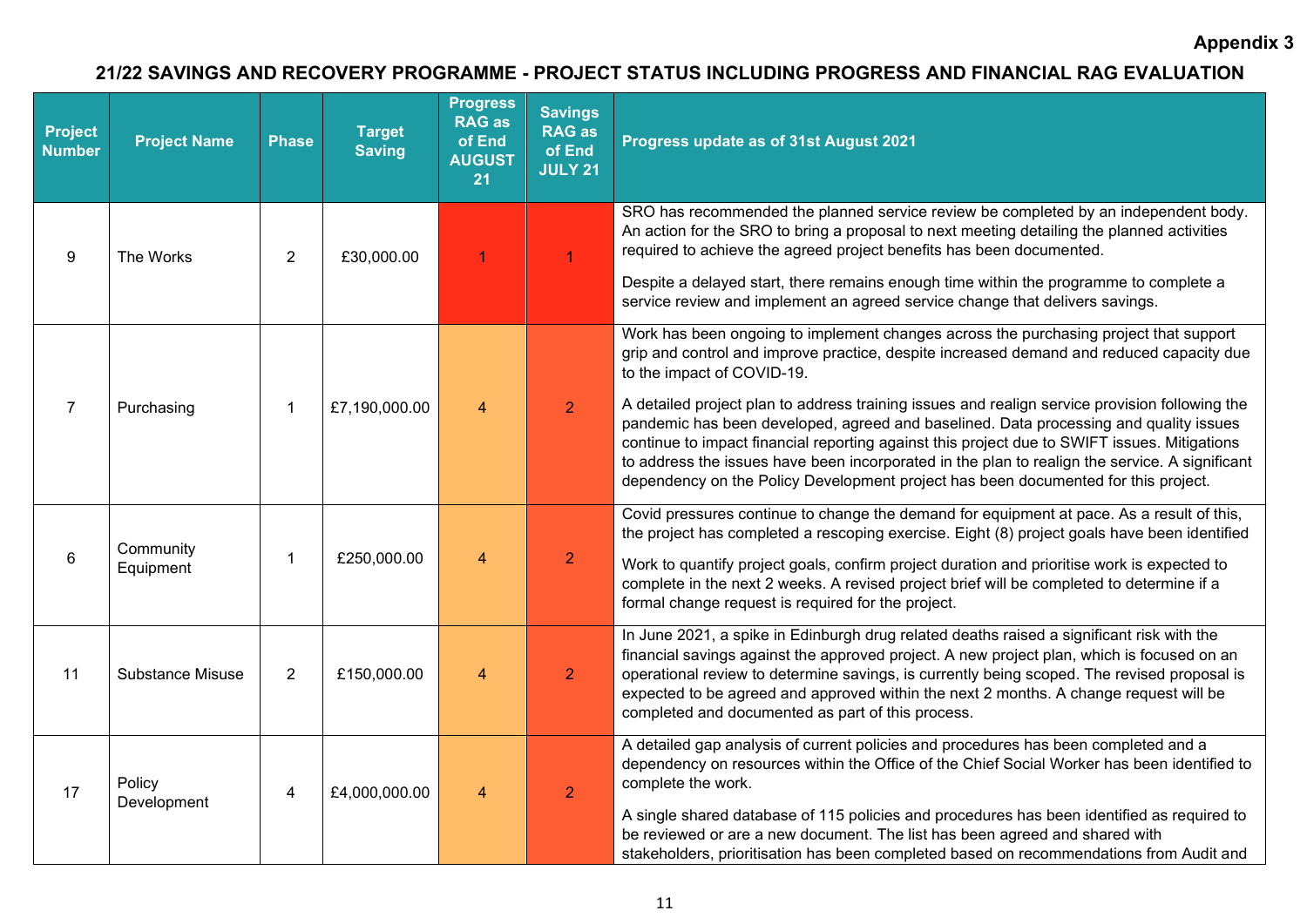**Appendix 3**

## 21/22 SAVINGS AND RECOVERY PROGRAMME - PROJECT STATUS INCLUDING PROGRESS AND FINANCIAL RAG EVALUATION

| Project Number | Project Name | Phase | Target Saving | Progress RAG as of End AUGUST 21 | Savings RAG as of End JULY 21 | Progress update as of 31st August 2021 |
|---|---|---|---|---|---|---|
| 9 | The Works | 2 | £30,000.00 | 1 | 1 | SRO has recommended the planned service review be completed by an independent body. An action for the SRO to bring a proposal to next meeting detailing the planned activities required to achieve the agreed project benefits has been documented.<br><br>Despite a delayed start, there remains enough time within the programme to complete a service review and implement an agreed service change that delivers savings. |
| 7 | Purchasing | 1 | £7,190,000.00 | 4 | 2 | Work has been ongoing to implement changes across the purchasing project that support grip and control and improve practice, despite increased demand and reduced capacity due to the impact of COVID-19.<br><br>A detailed project plan to address training issues and realign service provision following the pandemic has been developed, agreed and baselined. Data processing and quality issues continue to impact financial reporting against this project due to SWIFT issues. Mitigations to address the issues have been incorporated in the plan to realign the service. A significant dependency on the Policy Development project has been documented for this project. |
| 6 | Community Equipment | 1 | £250,000.00 | 4 | 2 | Covid pressures continue to change the demand for equipment at pace. As a result of this, the project has completed a rescoping exercise. Eight (8) project goals have been identified<br><br>Work to quantify project goals, confirm project duration and prioritise work is expected to complete in the next 2 weeks. A revised project brief will be completed to determine if a formal change request is required for the project. |
| 11 | Substance Misuse | 2 | £150,000.00 | 4 | 2 | In June 2021, a spike in Edinburgh drug related deaths raised a significant risk with the financial savings against the approved project. A new project plan, which is focused on an operational review to determine savings, is currently being scoped. The revised proposal is expected to be agreed and approved within the next 2 months. A change request will be completed and documented as part of this process. |
| 17 | Policy Development | 4 | £4,000,000.00 | 4 | 2 | A detailed gap analysis of current policies and procedures has been completed and a dependency on resources within the Office of the Chief Social Worker has been identified to complete the work.<br><br>A single shared database of 115 policies and procedures has been identified as required to be reviewed or are a new document. The list has been agreed and shared with stakeholders, prioritisation has been completed based on recommendations from Audit and |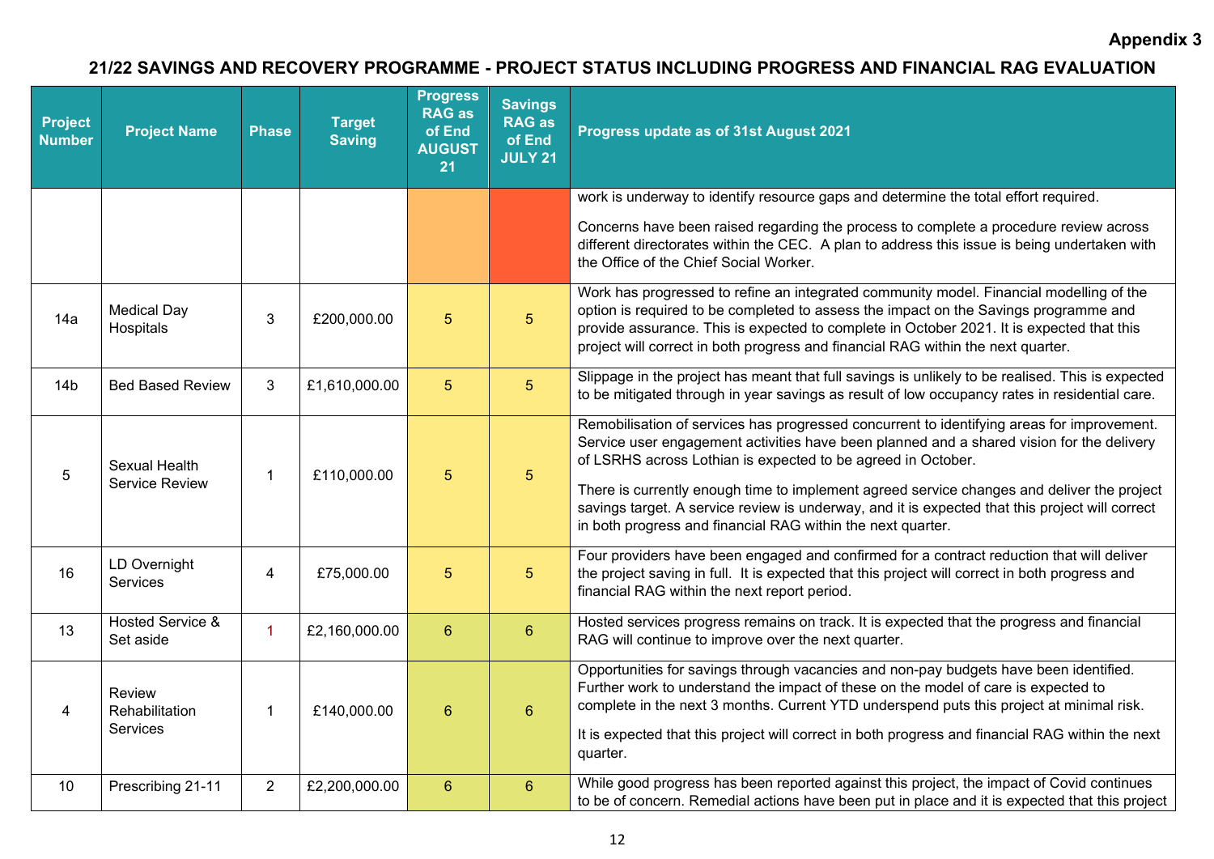**Appendix 3**

## 21/22 SAVINGS AND RECOVERY PROGRAMME - PROJECT STATUS INCLUDING PROGRESS AND FINANCIAL RAG EVALUATION

| Project Number | Project Name | Phase | Target Saving | Progress RAG as of End AUGUST 21 | Savings RAG as of End JULY 21 | Progress update as of 31st August 2021 |
|---|---|---|---|---|---|---|
| | | | | | | work is underway to identify resource gaps and determine the total effort required.<br><br>Concerns have been raised regarding the process to complete a procedure review across different directorates within the CEC. A plan to address this issue is being undertaken with the Office of the Chief Social Worker. |
| 14a | Medical Day Hospitals | 3 | £200,000.00 | 5 | 5 | Work has progressed to refine an integrated community model. Financial modelling of the option is required to be completed to assess the impact on the Savings programme and provide assurance. This is expected to complete in October 2021. It is expected that this project will correct in both progress and financial RAG within the next quarter. |
| 14b | Bed Based Review | 3 | £1,610,000.00 | 5 | 5 | Slippage in the project has meant that full savings is unlikely to be realised. This is expected to be mitigated through in year savings as result of low occupancy rates in residential care. |
| 5 | Sexual Health Service Review | 1 | £110,000.00 | 5 | 5 | Remobilisation of services has progressed concurrent to identifying areas for improvement. Service user engagement activities have been planned and a shared vision for the delivery of LSRHS across Lothian is expected to be agreed in October.<br><br>There is currently enough time to implement agreed service changes and deliver the project savings target. A service review is underway, and it is expected that this project will correct in both progress and financial RAG within the next quarter. |
| 16 | LD Overnight Services | 4 | £75,000.00 | 5 | 5 | Four providers have been engaged and confirmed for a contract reduction that will deliver the project saving in full. It is expected that this project will correct in both progress and financial RAG within the next report period. |
| 13 | Hosted Service & Set aside | 1 | £2,160,000.00 | 6 | 6 | Hosted services progress remains on track. It is expected that the progress and financial RAG will continue to improve over the next quarter. |
| 4 | Review Rehabilitation Services | 1 | £140,000.00 | 6 | 6 | Opportunities for savings through vacancies and non-pay budgets have been identified. Further work to understand the impact of these on the model of care is expected to complete in the next 3 months. Current YTD underspend puts this project at minimal risk.<br><br>It is expected that this project will correct in both progress and financial RAG within the next quarter. |
| 10 | Prescribing 21-11 | 2 | £2,200,000.00 | 6 | 6 | While good progress has been reported against this project, the impact of Covid continues to be of concern. Remedial actions have been put in place and it is expected that this project |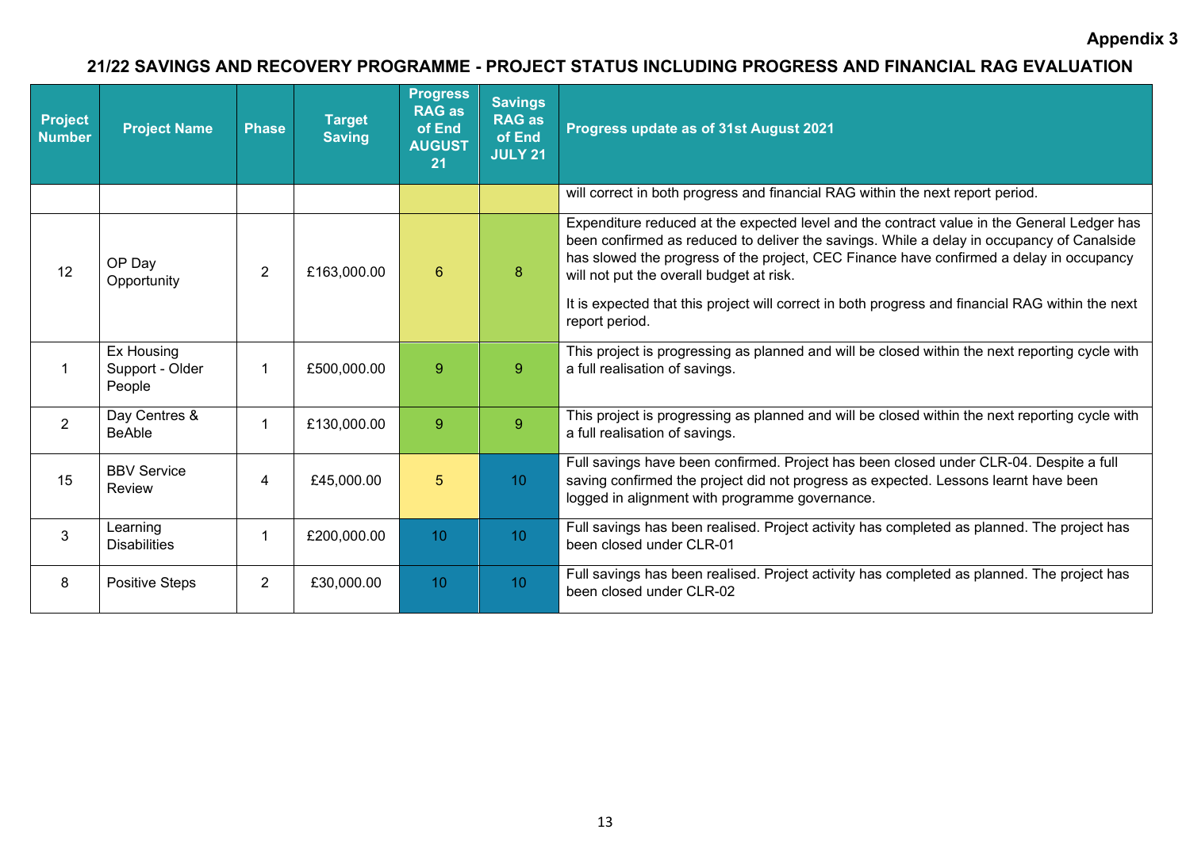**Appendix 3**

## 21/22 SAVINGS AND RECOVERY PROGRAMME - PROJECT STATUS INCLUDING PROGRESS AND FINANCIAL RAG EVALUATION

| Project Number | Project Name | Phase | Target Saving | Progress RAG as of End AUGUST 21 | Savings RAG as of End JULY 21 | Progress update as of 31st August 2021 |
|---|---|---|---|---|---|---|
| | | | | | | will correct in both progress and financial RAG within the next report period. |
| 12 | OP Day Opportunity | 2 | £163,000.00 | 6 | 8 | Expenditure reduced at the expected level and the contract value in the General Ledger has been confirmed as reduced to deliver the savings. While a delay in occupancy of Canalside has slowed the progress of the project, CEC Finance have confirmed a delay in occupancy will not put the overall budget at risk. It is expected that this project will correct in both progress and financial RAG within the next report period. |
| 1 | Ex Housing Support - Older People | 1 | £500,000.00 | 9 | 9 | This project is progressing as planned and will be closed within the next reporting cycle with a full realisation of savings. |
| 2 | Day Centres & BeAble | 1 | £130,000.00 | 9 | 9 | This project is progressing as planned and will be closed within the next reporting cycle with a full realisation of savings. |
| 15 | BBV Service Review | 4 | £45,000.00 | 5 | 10 | Full savings have been confirmed. Project has been closed under CLR-04. Despite a full saving confirmed the project did not progress as expected. Lessons learnt have been logged in alignment with programme governance. |
| 3 | Learning Disabilities | 1 | £200,000.00 | 10 | 10 | Full savings has been realised. Project activity has completed as planned. The project has been closed under CLR-01 |
| 8 | Positive Steps | 2 | £30,000.00 | 10 | 10 | Full savings has been realised. Project activity has completed as planned. The project has been closed under CLR-02 |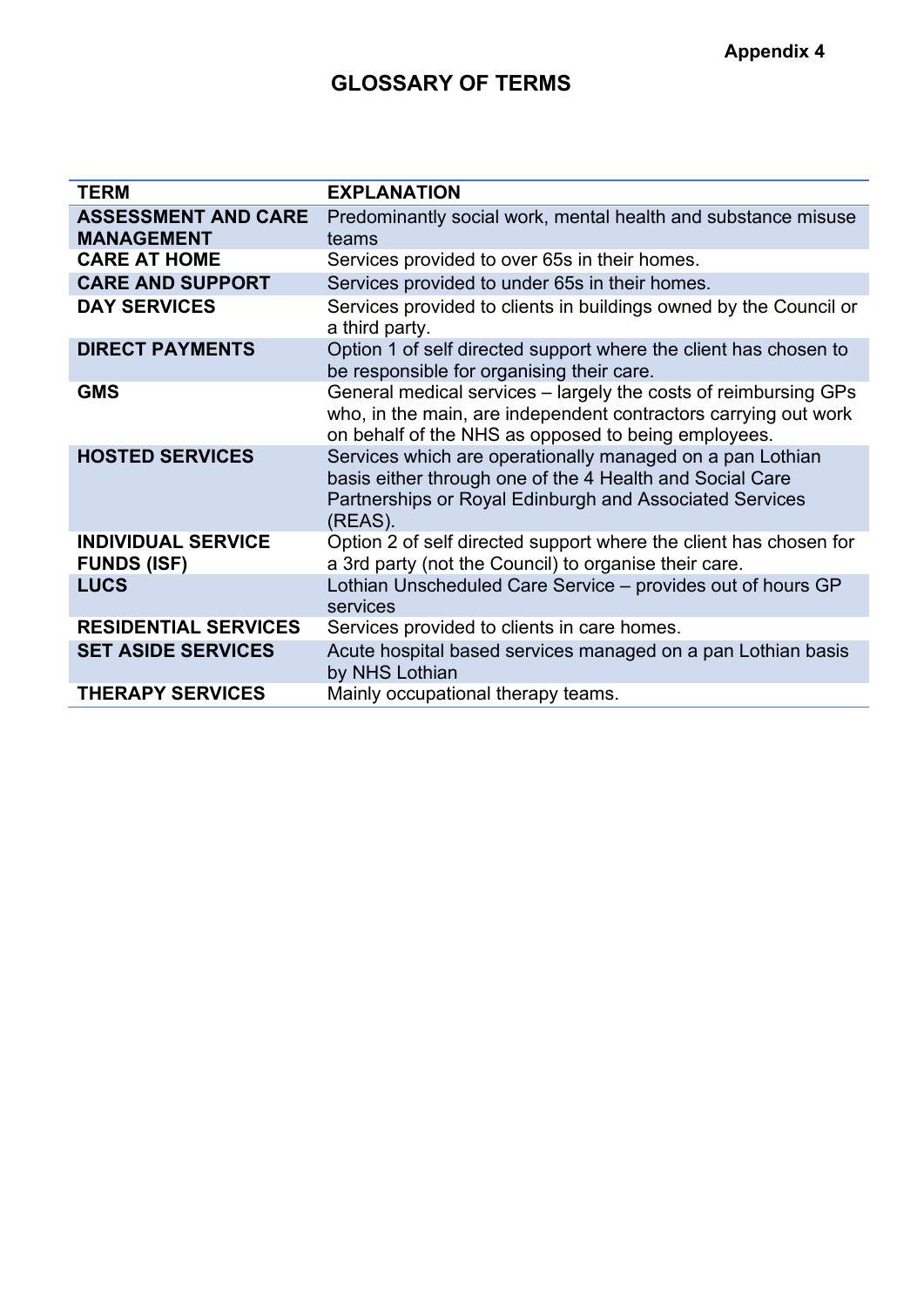Appendix 4

# GLOSSARY OF TERMS

| TERM | EXPLANATION |
| --- | --- |
| **ASSESSMENT AND CARE MANAGEMENT** | Predominantly social work, mental health and substance misuse teams |
| **CARE AT HOME** | Services provided to over 65s in their homes. |
| **CARE AND SUPPORT** | Services provided to under 65s in their homes. |
| **DAY SERVICES** | Services provided to clients in buildings owned by the Council or a third party. |
| **DIRECT PAYMENTS** | Option 1 of self directed support where the client has chosen to be responsible for organising their care. |
| **GMS** | General medical services – largely the costs of reimbursing GPs who, in the main, are independent contractors carrying out work on behalf of the NHS as opposed to being employees. |
| **HOSTED SERVICES** | Services which are operationally managed on a pan Lothian basis either through one of the 4 Health and Social Care Partnerships or Royal Edinburgh and Associated Services (REAS). |
| **INDIVIDUAL SERVICE FUNDS (ISF)** | Option 2 of self directed support where the client has chosen for a 3rd party (not the Council) to organise their care. |
| **LUCS** | Lothian Unscheduled Care Service – provides out of hours GP services |
| **RESIDENTIAL SERVICES** | Services provided to clients in care homes. |
| **SET ASIDE SERVICES** | Acute hospital based services managed on a pan Lothian basis by NHS Lothian |
| **THERAPY SERVICES** | Mainly occupational therapy teams. |